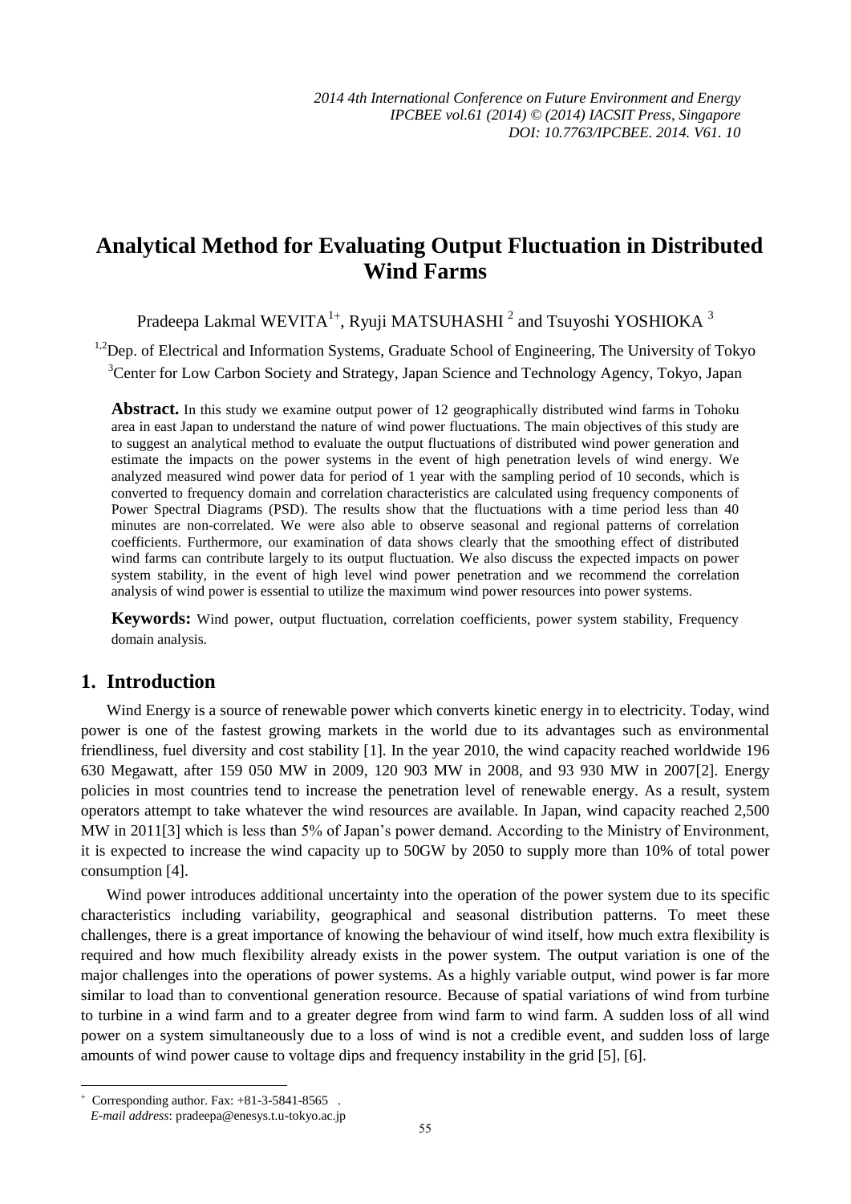# Analytical Method for Evaluating Output Fluctuation in Distributed Wind Farms

Pradeepa Lakmal WEVITA[1+], Ryuji MATSUHASHI [2] and Tsuyoshi YOSHIOKA [3]

[1,2]Dep. of Electrical and Information Systems, Graduate School of Engineering, The University of Tokyo
[3]Center for Low Carbon Society and Strategy, Japan Science and Technology Agency, Tokyo, Japan

**Abstract.** In this study we examine output power of 12 geographically distributed wind farms in Tohoku area in east Japan to understand the nature of wind power fluctuations. The main objectives of this study are to suggest an analytical method to evaluate the output fluctuations of distributed wind power generation and estimate the impacts on the power systems in the event of high penetration levels of wind energy. We analyzed measured wind power data for period of 1 year with the sampling period of 10 seconds, which is converted to frequency domain and correlation characteristics are calculated using frequency components of Power Spectral Diagrams (PSD). The results show that the fluctuations with a time period less than 40 minutes are non-correlated. We were also able to observe seasonal and regional patterns of correlation coefficients. Furthermore, our examination of data shows clearly that the smoothing effect of distributed wind farms can contribute largely to its output fluctuation. We also discuss the expected impacts on power system stability, in the event of high level wind power penetration and we recommend the correlation analysis of wind power is essential to utilize the maximum wind power resources into power systems.

**Keywords:** Wind power, output fluctuation, correlation coefficients, power system stability, Frequency domain analysis.

## 1. Introduction

Wind Energy is a source of renewable power which converts kinetic energy in to electricity. Today, wind power is one of the fastest growing markets in the world due to its advantages such as environmental friendliness, fuel diversity and cost stability [1]. In the year 2010, the wind capacity reached worldwide 196 630 Megawatt, after 159 050 MW in 2009, 120 903 MW in 2008, and 93 930 MW in 2007[2]. Energy policies in most countries tend to increase the penetration level of renewable energy. As a result, system operators attempt to take whatever the wind resources are available. In Japan, wind capacity reached 2,500 MW in 2011[3] which is less than 5% of Japan's power demand. According to the Ministry of Environment, it is expected to increase the wind capacity up to 50GW by 2050 to supply more than 10% of total power consumption [4].

Wind power introduces additional uncertainty into the operation of the power system due to its specific characteristics including variability, geographical and seasonal distribution patterns. To meet these challenges, there is a great importance of knowing the behaviour of wind itself, how much extra flexibility is required and how much flexibility already exists in the power system. The output variation is one of the major challenges into the operations of power systems. As a highly variable output, wind power is far more similar to load than to conventional generation resource. Because of spatial variations of wind from turbine to turbine in a wind farm and to a greater degree from wind farm to wind farm. A sudden loss of all wind power on a system simultaneously due to a loss of wind is not a credible event, and sudden loss of large amounts of wind power cause to voltage dips and frequency instability in the grid [5], [6].

---

[+] Corresponding author. Fax: +81-3-5841-8565 .
*E-mail address*: pradeepa@enesys.t.u-tokyo.ac.jp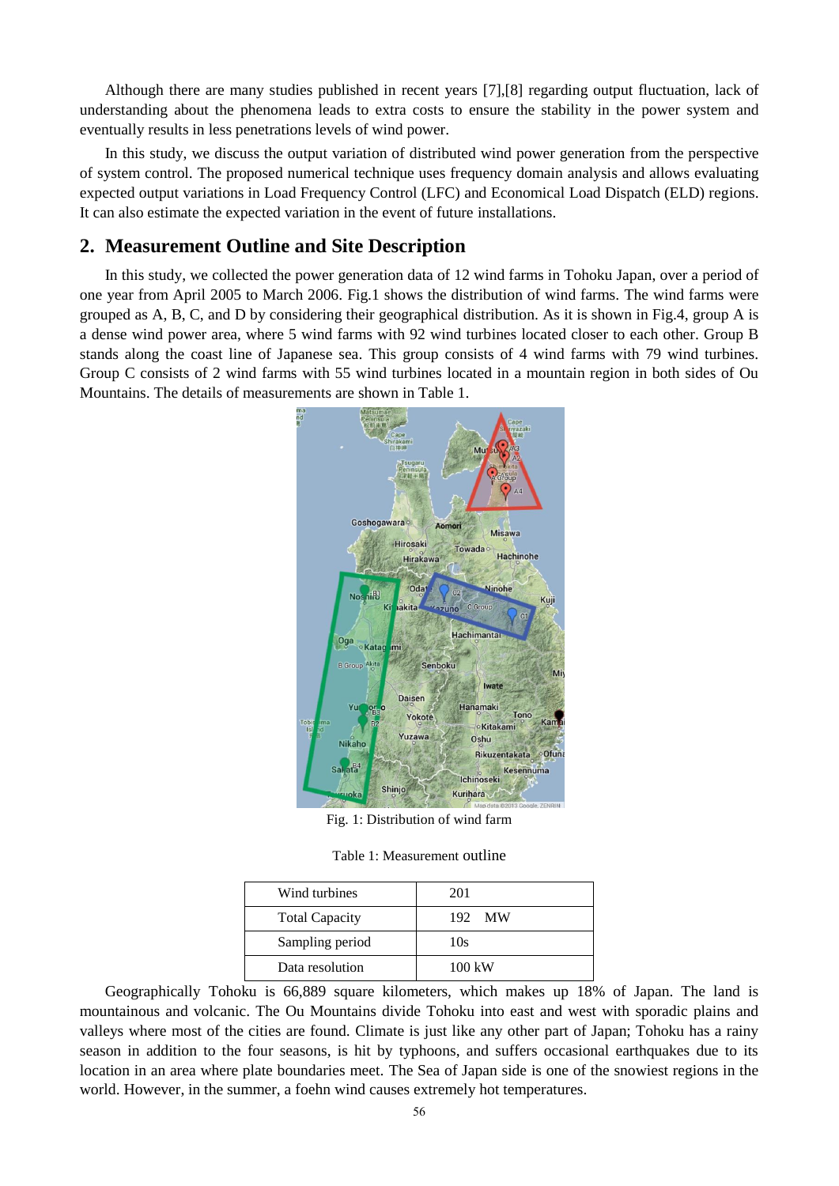Although there are many studies published in recent years [7],[8] regarding output fluctuation, lack of understanding about the phenomena leads to extra costs to ensure the stability in the power system and eventually results in less penetrations levels of wind power.

In this study, we discuss the output variation of distributed wind power generation from the perspective of system control. The proposed numerical technique uses frequency domain analysis and allows evaluating expected output variations in Load Frequency Control (LFC) and Economical Load Dispatch (ELD) regions. It can also estimate the expected variation in the event of future installations.

## 2. Measurement Outline and Site Description

In this study, we collected the power generation data of 12 wind farms in Tohoku Japan, over a period of one year from April 2005 to March 2006. Fig.1 shows the distribution of wind farms. The wind farms were grouped as A, B, C, and D by considering their geographical distribution. As it is shown in Fig.4, group A is a dense wind power area, where 5 wind farms with 92 wind turbines located closer to each other. Group B stands along the coast line of Japanese sea. This group consists of 4 wind farms with 79 wind turbines. Group C consists of 2 wind farms with 55 wind turbines located in a mountain region in both sides of Ou Mountains. The details of measurements are shown in Table 1.

Fig. 1: Distribution of wind farm

Table 1: Measurement outline

| Wind turbines | 201 |
|---|---|
| Total Capacity | 192 MW |
| Sampling period | 10s |
| Data resolution | 100 kW |

Geographically Tohoku is 66,889 square kilometers, which makes up 18% of Japan. The land is mountainous and volcanic. The Ou Mountains divide Tohoku into east and west with sporadic plains and valleys where most of the cities are found. Climate is just like any other part of Japan; Tohoku has a rainy season in addition to the four seasons, is hit by typhoons, and suffers occasional earthquakes due to its location in an area where plate boundaries meet. The Sea of Japan side is one of the snowiest regions in the world. However, in the summer, a foehn wind causes extremely hot temperatures.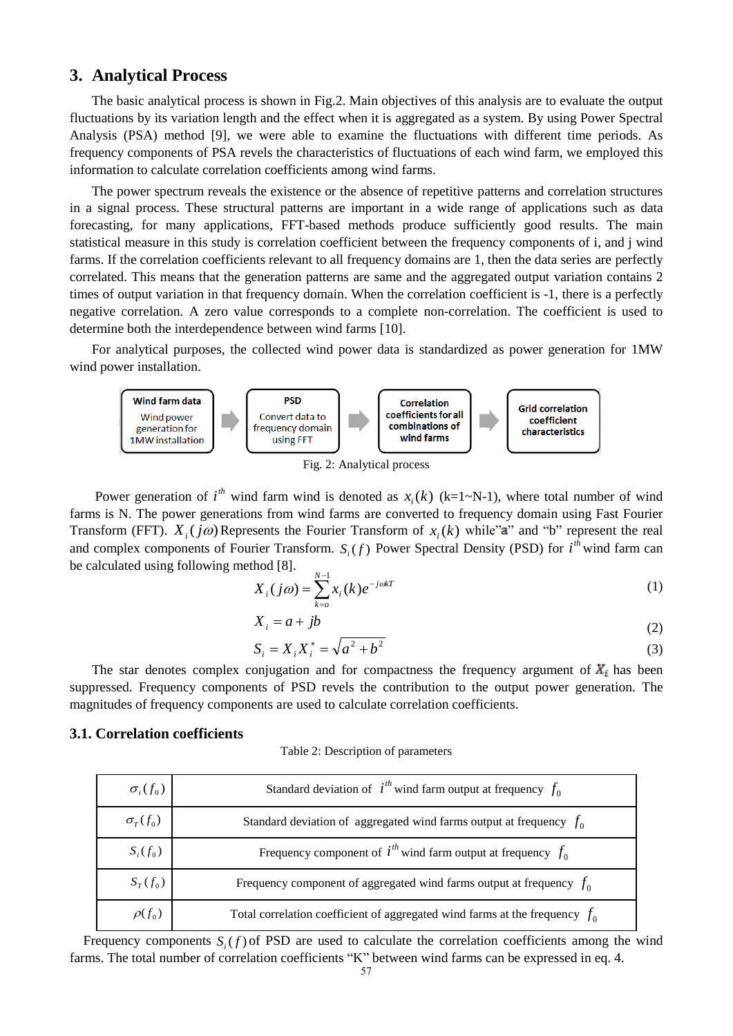## 3. Analytical Process

The basic analytical process is shown in Fig.2. Main objectives of this analysis are to evaluate the output fluctuations by its variation length and the effect when it is aggregated as a system. By using Power Spectral Analysis (PSA) method [9], we were able to examine the fluctuations with different time periods. As frequency components of PSA revels the characteristics of fluctuations of each wind farm, we employed this information to calculate correlation coefficients among wind farms.

The power spectrum reveals the existence or the absence of repetitive patterns and correlation structures in a signal process. These structural patterns are important in a wide range of applications such as data forecasting, for many applications, FFT-based methods produce sufficiently good results. The main statistical measure in this study is correlation coefficient between the frequency components of i, and j wind farms. If the correlation coefficients relevant to all frequency domains are 1, then the data series are perfectly correlated. This means that the generation patterns are same and the aggregated output variation contains 2 times of output variation in that frequency domain. When the correlation coefficient is -1, there is a perfectly negative correlation. A zero value corresponds to a complete non-correlation. The coefficient is used to determine both the interdependence between wind farms [10].

For analytical purposes, the collected wind power data is standardized as power generation for 1MW wind power installation.

Wind farm data: Wind power generation for 1MW installation → PSD: Convert data to frequency domain using FFT → Correlation coefficients for all combinations of wind farms → Grid correlation coefficient characteristics

Fig. 2: Analytical process

Power generation of $i^{th}$ wind farm wind is denoted as $x_i(k)$ (k=1~N-1), where total number of wind farms is N. The power generations from wind farms are converted to frequency domain using Fast Fourier Transform (FFT). $X_i(j\omega)$ Represents the Fourier Transform of $x_i(k)$ while"a" and "b" represent the real and complex components of Fourier Transform. $S_i(f)$ Power Spectral Density (PSD) for $i^{th}$ wind farm can be calculated using following method [8].

$$X_i(j\omega) = \sum_{k=o}^{N-1} x_i(k) e^{-j\omega kT} \tag{1}$$

$$X_i = a + jb \tag{2}$$

$$S_i = X_i X_i^* = \sqrt{a^2 + b^2} \tag{3}$$

The star denotes complex conjugation and for compactness the frequency argument of $X_i$ has been suppressed. Frequency components of PSD revels the contribution to the output power generation. The magnitudes of frequency components are used to calculate correlation coefficients.

### 3.1. Correlation coefficients

Table 2: Description of parameters

| | |
|---|---|
| $\sigma_i(f_0)$ | Standard deviation of $i^{th}$ wind farm output at frequency $f_0$ |
| $\sigma_T(f_0)$ | Standard deviation of aggregated wind farms output at frequency $f_0$ |
| $S_i(f_0)$ | Frequency component of $i^{th}$ wind farm output at frequency $f_0$ |
| $S_T(f_0)$ | Frequency component of aggregated wind farms output at frequency $f_0$ |
| $\rho(f_0)$ | Total correlation coefficient of aggregated wind farms at the frequency $f_0$ |

Frequency components $S_i(f)$ of PSD are used to calculate the correlation coefficients among the wind farms. The total number of correlation coefficients "K" between wind farms can be expressed in eq. 4.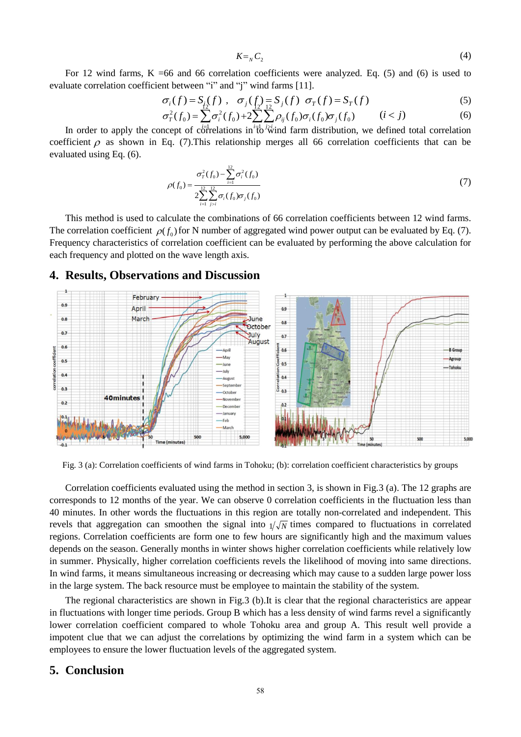$$K = {}_N C_2 \tag{4}$$

For 12 wind farms, K =66 and 66 correlation coefficients were analyzed. Eq. (5) and (6) is used to evaluate correlation coefficient between "i" and "j" wind farms [11].

$$\sigma_i(f) = S_i(f)\ , \quad \sigma_j(f) = S_j(f) \quad \sigma_T(f) = S_T(f) \tag{5}$$

$$\sigma_T^2(f_0) = \sum_{i=1}^{12} \sigma_i^2(f_0) + 2\sum_{i=1}^{12}\sum_{j>i}^{12} \rho_{ij}(f_0)\sigma_i(f_0)\sigma_j(f_0) \qquad (i < j) \tag{6}$$

In order to apply the concept of correlations in to wind farm distribution, we defined total correlation coefficient $\rho$ as shown in Eq. (7).This relationship merges all 66 correlation coefficients that can be evaluated using Eq. (6).

$$\rho(f_0) = \frac{\sigma_T^2(f_0) - \sum_{i=1}^{12}\sigma_i^2(f_0)}{2\sum_{i=1}^{12}\sum_{j>i}^{12}\sigma_i(f_0)\sigma_j(f_0)} \tag{7}$$

This method is used to calculate the combinations of 66 correlation coefficients between 12 wind farms. The correlation coefficient $\rho(f_0)$ for N number of aggregated wind power output can be evaluated by Eq. (7). Frequency characteristics of correlation coefficient can be evaluated by performing the above calculation for each frequency and plotted on the wave length axis.

## 4. Results, Observations and Discussion

Fig. 3 (a): Correlation coefficients of wind farms in Tohoku; (b): correlation coefficient characteristics by groups

Correlation coefficients evaluated using the method in section 3, is shown in Fig.3 (a). The 12 graphs are corresponds to 12 months of the year. We can observe 0 correlation coefficients in the fluctuation less than 40 minutes. In other words the fluctuations in this region are totally non-correlated and independent. This revels that aggregation can smoothen the signal into $1/\sqrt{N}$ times compared to fluctuations in correlated regions. Correlation coefficients are form one to few hours are significantly high and the maximum values depends on the season. Generally months in winter shows higher correlation coefficients while relatively low in summer. Physically, higher correlation coefficients revels the likelihood of moving into same directions. In wind farms, it means simultaneous increasing or decreasing which may cause to a sudden large power loss in the large system. The back resource must be employee to maintain the stability of the system.

The regional characteristics are shown in Fig.3 (b).It is clear that the regional characteristics are appear in fluctuations with longer time periods. Group B which has a less density of wind farms revel a significantly lower correlation coefficient compared to whole Tohoku area and group A. This result well provide a impotent clue that we can adjust the correlations by optimizing the wind farm in a system which can be employees to ensure the lower fluctuation levels of the aggregated system.

## 5. Conclusion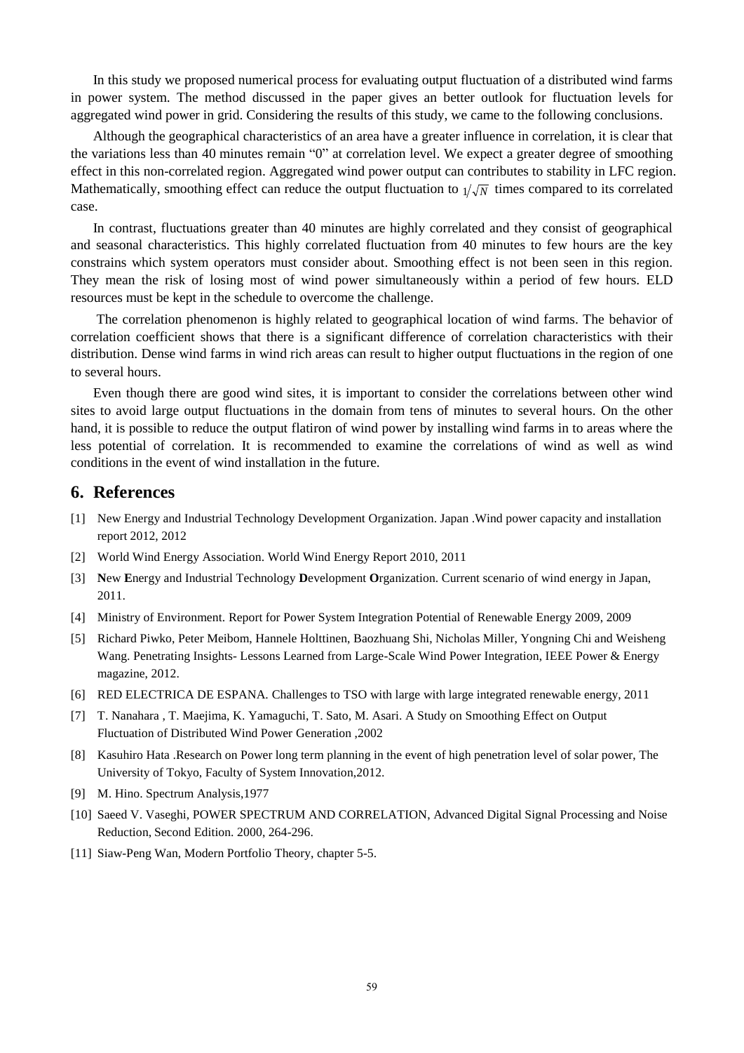In this study we proposed numerical process for evaluating output fluctuation of a distributed wind farms in power system. The method discussed in the paper gives an better outlook for fluctuation levels for aggregated wind power in grid. Considering the results of this study, we came to the following conclusions.

Although the geographical characteristics of an area have a greater influence in correlation, it is clear that the variations less than 40 minutes remain "0" at correlation level. We expect a greater degree of smoothing effect in this non-correlated region. Aggregated wind power output can contributes to stability in LFC region. Mathematically, smoothing effect can reduce the output fluctuation to $1/\sqrt{N}$ times compared to its correlated case.

In contrast, fluctuations greater than 40 minutes are highly correlated and they consist of geographical and seasonal characteristics. This highly correlated fluctuation from 40 minutes to few hours are the key constrains which system operators must consider about. Smoothing effect is not been seen in this region. They mean the risk of losing most of wind power simultaneously within a period of few hours. ELD resources must be kept in the schedule to overcome the challenge.

The correlation phenomenon is highly related to geographical location of wind farms. The behavior of correlation coefficient shows that there is a significant difference of correlation characteristics with their distribution. Dense wind farms in wind rich areas can result to higher output fluctuations in the region of one to several hours.

Even though there are good wind sites, it is important to consider the correlations between other wind sites to avoid large output fluctuations in the domain from tens of minutes to several hours. On the other hand, it is possible to reduce the output flatiron of wind power by installing wind farms in to areas where the less potential of correlation. It is recommended to examine the correlations of wind as well as wind conditions in the event of wind installation in the future.

## 6. References

[1] New Energy and Industrial Technology Development Organization. Japan .Wind power capacity and installation report 2012, 2012

[2] World Wind Energy Association. World Wind Energy Report 2010, 2011

[3] **N**ew **E**nergy and Industrial Technology **D**evelopment **O**rganization. Current scenario of wind energy in Japan, 2011.

[4] Ministry of Environment. Report for Power System Integration Potential of Renewable Energy 2009, 2009

[5] Richard Piwko, Peter Meibom, Hannele Holttinen, Baozhuang Shi, Nicholas Miller, Yongning Chi and Weisheng Wang. Penetrating Insights- Lessons Learned from Large-Scale Wind Power Integration, IEEE Power & Energy magazine, 2012.

[6] RED ELECTRICA DE ESPANA. Challenges to TSO with large with large integrated renewable energy, 2011

[7] T. Nanahara , T. Maejima, K. Yamaguchi, T. Sato, M. Asari. A Study on Smoothing Effect on Output Fluctuation of Distributed Wind Power Generation ,2002

[8] Kasuhiro Hata .Research on Power long term planning in the event of high penetration level of solar power, The University of Tokyo, Faculty of System Innovation,2012.

[9] M. Hino. Spectrum Analysis,1977

[10] Saeed V. Vaseghi, POWER SPECTRUM AND CORRELATION, Advanced Digital Signal Processing and Noise Reduction, Second Edition. 2000, 264-296.

[11] Siaw-Peng Wan, Modern Portfolio Theory, chapter 5-5.